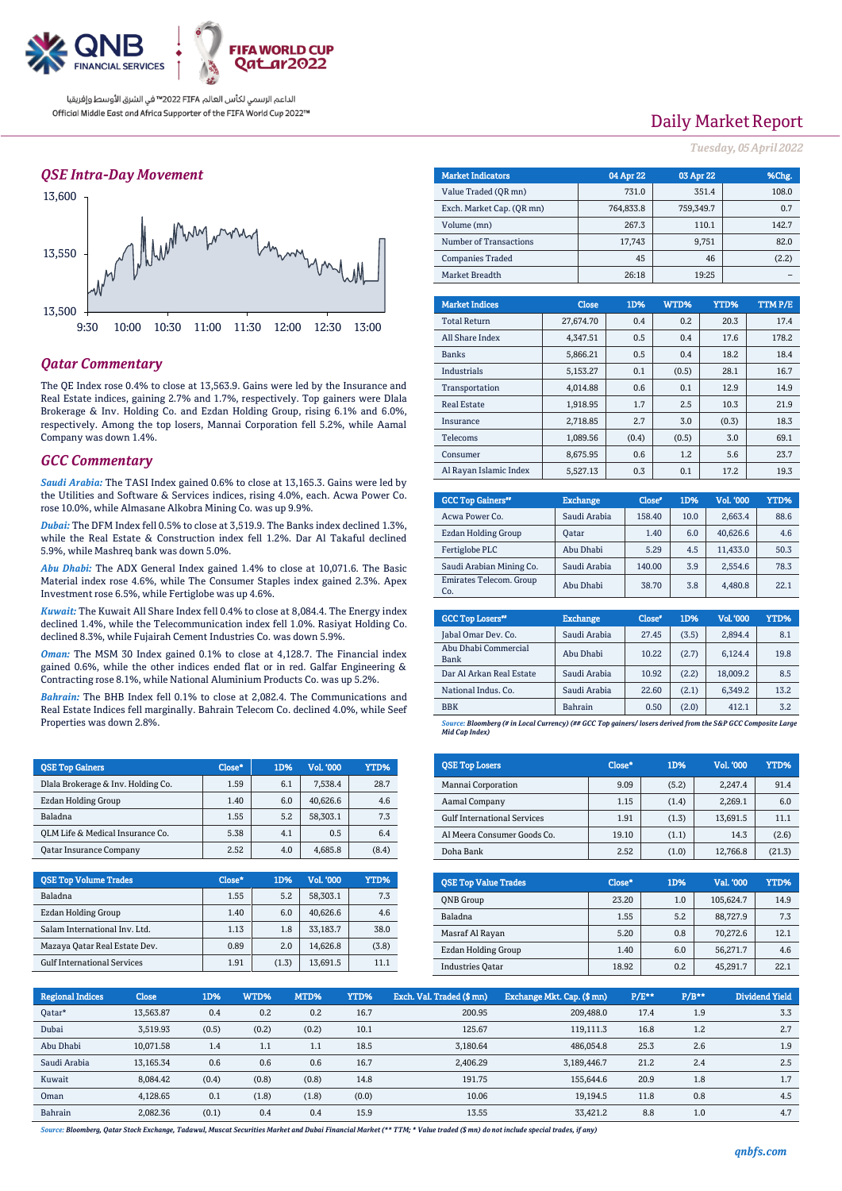الداعم الرسمي لكأس العالم FIFA قطر 2022™ في الشرق الأوسط وإفريقيا
Official Middle East and Africa Supporter of the FIFA World Cup 2022™

# Daily Market Report

*Tuesday, 05 April 2022*

## QSE Intra-Day Movement

## Qatar Commentary

The QE Index rose 0.4% to close at 13,563.9. Gains were led by the Insurance and Real Estate indices, gaining 2.7% and 1.7%, respectively. Top gainers were Dlala Brokerage & Inv. Holding Co. and Ezdan Holding Group, rising 6.1% and 6.0%, respectively. Among the top losers, Mannai Corporation fell 5.2%, while Aamal Company was down 1.4%.

## GCC Commentary

***Saudi Arabia:*** The TASI Index gained 0.6% to close at 13,165.3. Gains were led by the Utilities and Software & Services indices, rising 4.0%, each. Acwa Power Co. rose 10.0%, while Almasane Alkobra Mining Co. was up 9.9%.

***Dubai:*** The DFM Index fell 0.5% to close at 3,519.9. The Banks index declined 1.3%, while the Real Estate & Construction index fell 1.2%. Dar Al Takaful declined 5.9%, while Mashreq bank was down 5.0%.

***Abu Dhabi:*** The ADX General Index gained 1.4% to close at 10,071.6. The Basic Material index rose 4.6%, while The Consumer Staples index gained 2.3%. Apex Investment rose 6.5%, while Fertiglobe was up 4.6%.

***Kuwait:*** The Kuwait All Share Index fell 0.4% to close at 8,084.4. The Energy index declined 1.4%, while the Telecommunication index fell 1.0%. Rasiyat Holding Co. declined 8.3%, while Fujairah Cement Industries Co. was down 5.9%.

***Oman:*** The MSM 30 Index gained 0.1% to close at 4,128.7. The Financial index gained 0.6%, while the other indices ended flat or in red. Galfar Engineering & Contracting rose 8.1%, while National Aluminium Products Co. was up 5.2%.

***Bahrain:*** The BHB Index fell 0.1% to close at 2,082.4. The Communications and Real Estate Indices fell marginally. Bahrain Telecom Co. declined 4.0%, while Seef Properties was down 2.8%.

| Market Indicators | 04 Apr 22 | 03 Apr 22 | %Chg. |
|---|---|---|---|
| Value Traded (QR mn) | 731.0 | 351.4 | 108.0 |
| Exch. Market Cap. (QR mn) | 764,833.8 | 759,349.7 | 0.7 |
| Volume (mn) | 267.3 | 110.1 | 142.7 |
| Number of Transactions | 17,743 | 9,751 | 82.0 |
| Companies Traded | 45 | 46 | (2.2) |
| Market Breadth | 26:18 | 19:25 | – |

| Market Indices | Close | 1D% | WTD% | YTD% | TTM P/E |
|---|---|---|---|---|---|
| Total Return | 27,674.70 | 0.4 | 0.2 | 20.3 | 17.4 |
| All Share Index | 4,347.51 | 0.5 | 0.4 | 17.6 | 178.2 |
| Banks | 5,866.21 | 0.5 | 0.4 | 18.2 | 18.4 |
| Industrials | 5,153.27 | 0.1 | (0.5) | 28.1 | 16.7 |
| Transportation | 4,014.88 | 0.6 | 0.1 | 12.9 | 14.9 |
| Real Estate | 1,918.95 | 1.7 | 2.5 | 10.3 | 21.9 |
| Insurance | 2,718.85 | 2.7 | 3.0 | (0.3) | 18.3 |
| Telecoms | 1,089.56 | (0.4) | (0.5) | 3.0 | 69.1 |
| Consumer | 8,675.95 | 0.6 | 1.2 | 5.6 | 23.7 |
| Al Rayan Islamic Index | 5,527.13 | 0.3 | 0.1 | 17.2 | 19.3 |

| GCC Top Gainers## | Exchange | Close# | 1D% | Vol. '000 | YTD% |
|---|---|---|---|---|---|
| Acwa Power Co. | Saudi Arabia | 158.40 | 10.0 | 2,663.4 | 88.6 |
| Ezdan Holding Group | Qatar | 1.40 | 6.0 | 40,626.6 | 4.6 |
| Fertiglobe PLC | Abu Dhabi | 5.29 | 4.5 | 11,433.0 | 50.3 |
| Saudi Arabian Mining Co. | Saudi Arabia | 140.00 | 3.9 | 2,554.6 | 78.3 |
| Emirates Telecom. Group Co. | Abu Dhabi | 38.70 | 3.8 | 4,480.8 | 22.1 |

| GCC Top Losers## | Exchange | Close# | 1D% | Vol. '000 | YTD% |
|---|---|---|---|---|---|
| Jabal Omar Dev. Co. | Saudi Arabia | 27.45 | (3.5) | 2,894.4 | 8.1 |
| Abu Dhabi Commercial Bank | Abu Dhabi | 10.22 | (2.7) | 6,124.4 | 19.8 |
| Dar Al Arkan Real Estate | Saudi Arabia | 10.92 | (2.2) | 18,009.2 | 8.5 |
| National Indus. Co. | Saudi Arabia | 22.60 | (2.1) | 6,349.2 | 13.2 |
| BBK | Bahrain | 0.50 | (2.0) | 412.1 | 3.2 |

*Source: Bloomberg (# in Local Currency) (## GCC Top gainers/ losers derived from the S&P GCC Composite Large Mid Cap Index)*

| QSE Top Gainers | Close* | 1D% | Vol. '000 | YTD% |
|---|---|---|---|---|
| Dlala Brokerage & Inv. Holding Co. | 1.59 | 6.1 | 7,538.4 | 28.7 |
| Ezdan Holding Group | 1.40 | 6.0 | 40,626.6 | 4.6 |
| Baladna | 1.55 | 5.2 | 58,303.1 | 7.3 |
| QLM Life & Medical Insurance Co. | 5.38 | 4.1 | 0.5 | 6.4 |
| Qatar Insurance Company | 2.52 | 4.0 | 4,685.8 | (8.4) |

| QSE Top Losers | Close* | 1D% | Vol. '000 | YTD% |
|---|---|---|---|---|
| Mannai Corporation | 9.09 | (5.2) | 2,247.4 | 91.4 |
| Aamal Company | 1.15 | (1.4) | 2,269.1 | 6.0 |
| Gulf International Services | 1.91 | (1.3) | 13,691.5 | 11.1 |
| Al Meera Consumer Goods Co. | 19.10 | (1.1) | 14.3 | (2.6) |
| Doha Bank | 2.52 | (1.0) | 12,766.8 | (21.3) |

| QSE Top Volume Trades | Close* | 1D% | Vol. '000 | YTD% |
|---|---|---|---|---|
| Baladna | 1.55 | 5.2 | 58,303.1 | 7.3 |
| Ezdan Holding Group | 1.40 | 6.0 | 40,626.6 | 4.6 |
| Salam International Inv. Ltd. | 1.13 | 1.8 | 33,183.7 | 38.0 |
| Mazaya Qatar Real Estate Dev. | 0.89 | 2.0 | 14,626.8 | (3.8) |
| Gulf International Services | 1.91 | (1.3) | 13,691.5 | 11.1 |

| QSE Top Value Trades | Close* | 1D% | Val. '000 | YTD% |
|---|---|---|---|---|
| QNB Group | 23.20 | 1.0 | 105,624.7 | 14.9 |
| Baladna | 1.55 | 5.2 | 88,727.9 | 7.3 |
| Masraf Al Rayan | 5.20 | 0.8 | 70,272.6 | 12.1 |
| Ezdan Holding Group | 1.40 | 6.0 | 56,271.7 | 4.6 |
| Industries Qatar | 18.92 | 0.2 | 45,291.7 | 22.1 |

| Regional Indices | Close | 1D% | WTD% | MTD% | YTD% | Exch. Val. Traded ($ mn) | Exchange Mkt. Cap. ($ mn) | P/E** | P/B** | Dividend Yield |
|---|---|---|---|---|---|---|---|---|---|---|
| Qatar* | 13,563.87 | 0.4 | 0.2 | 0.2 | 16.7 | 200.95 | 209,488.0 | 17.4 | 1.9 | 3.3 |
| Dubai | 3,519.93 | (0.5) | (0.2) | (0.2) | 10.1 | 125.67 | 119,111.3 | 16.8 | 1.2 | 2.7 |
| Abu Dhabi | 10,071.58 | 1.4 | 1.1 | 1.1 | 18.5 | 3,180.64 | 486,054.8 | 25.3 | 2.6 | 1.9 |
| Saudi Arabia | 13,165.34 | 0.6 | 0.6 | 0.6 | 16.7 | 2,406.29 | 3,189,446.7 | 21.2 | 2.4 | 2.5 |
| Kuwait | 8,084.42 | (0.4) | (0.8) | (0.8) | 14.8 | 191.75 | 155,644.6 | 20.9 | 1.8 | 1.7 |
| Oman | 4,128.65 | 0.1 | (1.8) | (1.8) | (0.0) | 10.06 | 19,194.5 | 11.8 | 0.8 | 4.5 |
| Bahrain | 2,082.36 | (0.1) | 0.4 | 0.4 | 15.9 | 13.55 | 33,421.2 | 8.8 | 1.0 | 4.7 |

*Source: Bloomberg, Qatar Stock Exchange, Tadawul, Muscat Securities Market and Dubai Financial Market (** TTM; * Value traded ($ mn) do not include special trades, if any)*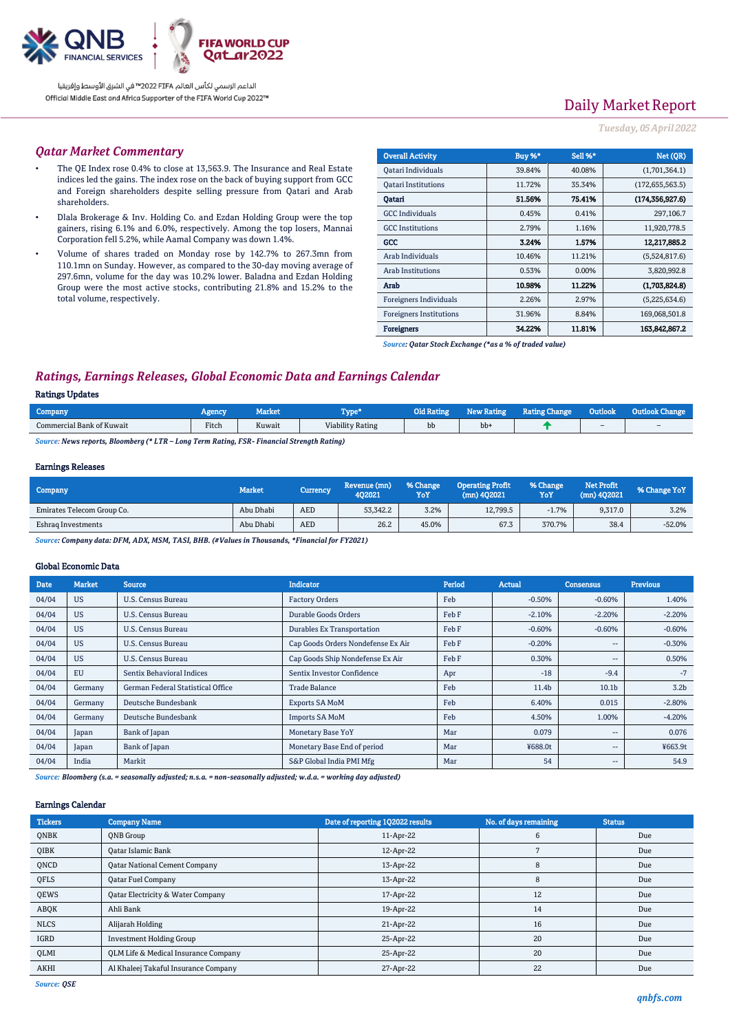Daily Market Report

*Tuesday, 05 April 2022*

## *Qatar Market Commentary*

- The QE Index rose 0.4% to close at 13,563.9. The Insurance and Real Estate indices led the gains. The index rose on the back of buying support from GCC and Foreign shareholders despite selling pressure from Qatari and Arab shareholders.
- Dlala Brokerage & Inv. Holding Co. and Ezdan Holding Group were the top gainers, rising 6.1% and 6.0%, respectively. Among the top losers, Mannai Corporation fell 5.2%, while Aamal Company was down 1.4%.
- Volume of shares traded on Monday rose by 142.7% to 267.3mn from 110.1mn on Sunday. However, as compared to the 30-day moving average of 297.6mn, volume for the day was 10.2% lower. Baladna and Ezdan Holding Group were the most active stocks, contributing 21.8% and 15.2% to the total volume, respectively.

| Overall Activity | Buy %* | Sell %* | Net (QR) |
|---|---|---|---|
| Qatari Individuals | 39.84% | 40.08% | (1,701,364.1) |
| Qatari Institutions | 11.72% | 35.34% | (172,655,563.5) |
| **Qatari** | **51.56%** | **75.41%** | **(174,356,927.6)** |
| GCC Individuals | 0.45% | 0.41% | 297,106.7 |
| GCC Institutions | 2.79% | 1.16% | 11,920,778.5 |
| **GCC** | **3.24%** | **1.57%** | **12,217,885.2** |
| Arab Individuals | 10.46% | 11.21% | (5,524,817.6) |
| Arab Institutions | 0.53% | 0.00% | 3,820,992.8 |
| **Arab** | **10.98%** | **11.22%** | **(1,703,824.8)** |
| Foreigners Individuals | 2.26% | 2.97% | (5,225,634.6) |
| Foreigners Institutions | 31.96% | 8.84% | 169,068,501.8 |
| **Foreigners** | **34.22%** | **11.81%** | **163,842,867.2** |

*Source: Qatar Stock Exchange (*as a % of traded value)*

## *Ratings, Earnings Releases, Global Economic Data and Earnings Calendar*

### Ratings Updates

| Company | Agency | Market | Type* | Old Rating | New Rating | Rating Change | Outlook | Outlook Change |
|---|---|---|---|---|---|---|---|---|
| Commercial Bank of Kuwait | Fitch | Kuwait | Viability Rating | bb | bb+ | ↑ | – | – |

*Source: News reports, Bloomberg (* LTR – Long Term Rating, FSR- Financial Strength Rating)*

### Earnings Releases

| Company | Market | Currency | Revenue (mn) 4Q2021 | % Change YoY | Operating Profit (mn) 4Q2021 | % Change YoY | Net Profit (mn) 4Q2021 | % Change YoY |
|---|---|---|---|---|---|---|---|---|
| Emirates Telecom Group Co. | Abu Dhabi | AED | 53,342.2 | 3.2% | 12,799.5 | -1.7% | 9,317.0 | 3.2% |
| Eshraq Investments | Abu Dhabi | AED | 26.2 | 45.0% | 67.3 | 370.7% | 38.4 | -52.0% |

*Source: Company data: DFM, ADX, MSM, TASI, BHB. (#Values in Thousands, *Financial for FY2021)*

### Global Economic Data

| Date | Market | Source | Indicator | Period | Actual | Consensus | Previous |
|---|---|---|---|---|---|---|---|
| 04/04 | US | U.S. Census Bureau | Factory Orders | Feb | -0.50% | -0.60% | 1.40% |
| 04/04 | US | U.S. Census Bureau | Durable Goods Orders | Feb F | -2.10% | -2.20% | -2.20% |
| 04/04 | US | U.S. Census Bureau | Durables Ex Transportation | Feb F | -0.60% | -0.60% | -0.60% |
| 04/04 | US | U.S. Census Bureau | Cap Goods Orders Nondefense Ex Air | Feb F | -0.20% | -- | -0.30% |
| 04/04 | US | U.S. Census Bureau | Cap Goods Ship Nondefense Ex Air | Feb F | 0.30% | -- | 0.50% |
| 04/04 | EU | Sentix Behavioral Indices | Sentix Investor Confidence | Apr | -18 | -9.4 | -7 |
| 04/04 | Germany | German Federal Statistical Office | Trade Balance | Feb | 11.4b | 10.1b | 3.2b |
| 04/04 | Germany | Deutsche Bundesbank | Exports SA MoM | Feb | 6.40% | 0.015 | -2.80% |
| 04/04 | Germany | Deutsche Bundesbank | Imports SA MoM | Feb | 4.50% | 1.00% | -4.20% |
| 04/04 | Japan | Bank of Japan | Monetary Base YoY | Mar | 0.079 | -- | 0.076 |
| 04/04 | Japan | Bank of Japan | Monetary Base End of period | Mar | ¥688.0t | -- | ¥663.9t |
| 04/04 | India | Markit | S&P Global India PMI Mfg | Mar | 54 | -- | 54.9 |

*Source: Bloomberg (s.a. = seasonally adjusted; n.s.a. = non-seasonally adjusted; w.d.a. = working day adjusted)*

### Earnings Calendar

| Tickers | Company Name | Date of reporting 1Q2022 results | No. of days remaining | Status |
|---|---|---|---|---|
| QNBK | QNB Group | 11-Apr-22 | 6 | Due |
| QIBK | Qatar Islamic Bank | 12-Apr-22 | 7 | Due |
| QNCD | Qatar National Cement Company | 13-Apr-22 | 8 | Due |
| QFLS | Qatar Fuel Company | 13-Apr-22 | 8 | Due |
| QEWS | Qatar Electricity & Water Company | 17-Apr-22 | 12 | Due |
| ABQK | Ahli Bank | 19-Apr-22 | 14 | Due |
| NLCS | Alijarah Holding | 21-Apr-22 | 16 | Due |
| IGRD | Investment Holding Group | 25-Apr-22 | 20 | Due |
| QLMI | QLM Life & Medical Insurance Company | 25-Apr-22 | 20 | Due |
| AKHI | Al Khaleej Takaful Insurance Company | 27-Apr-22 | 22 | Due |

*Source: QSE*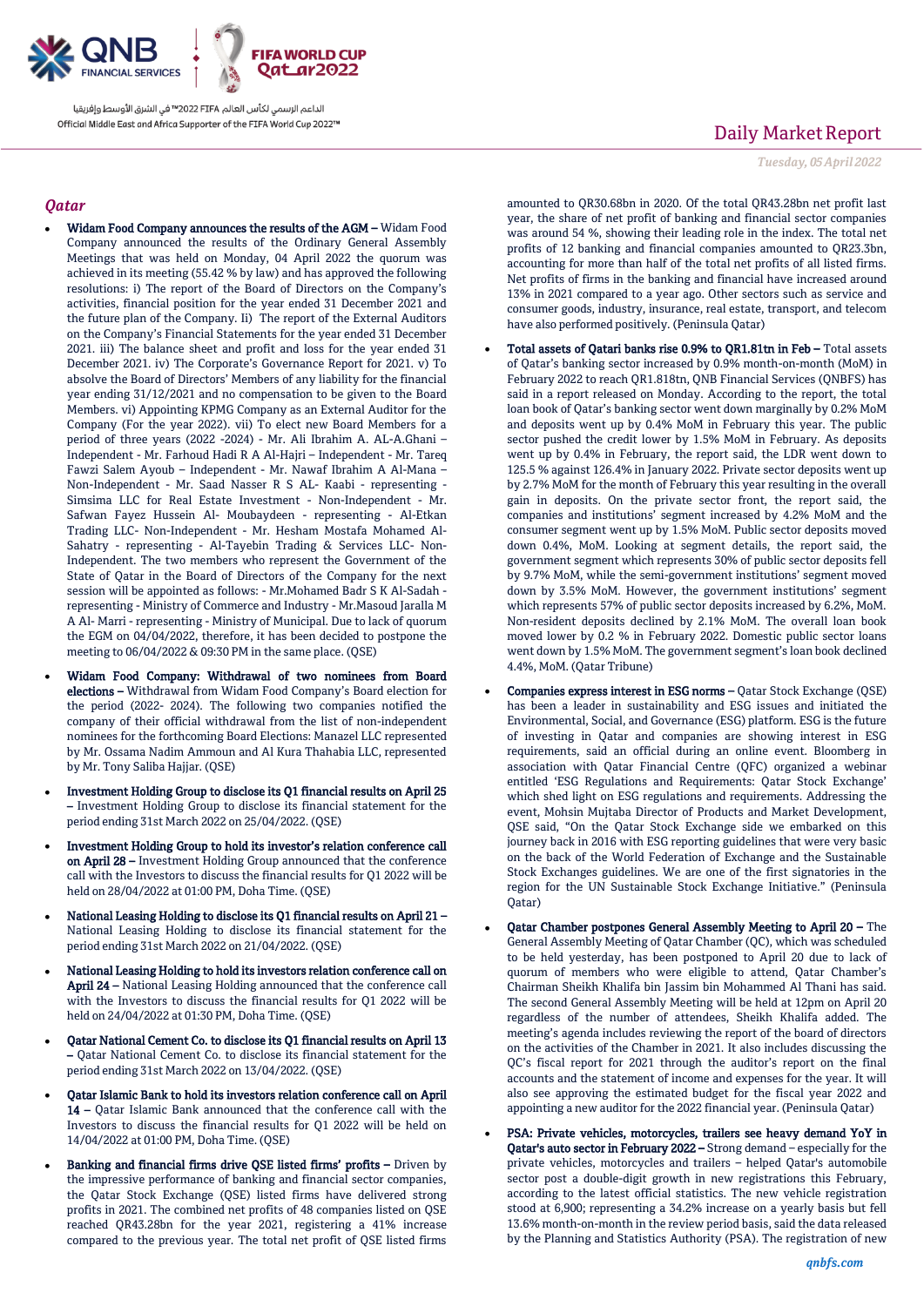## Qatar

- **Widam Food Company announces the results of the AGM –** Widam Food Company announced the results of the Ordinary General Assembly Meetings that was held on Monday, 04 April 2022 the quorum was achieved in its meeting (55.42 % by law) and has approved the following resolutions: i) The report of the Board of Directors on the Company's activities, financial position for the year ended 31 December 2021 and the future plan of the Company. Ii) The report of the External Auditors on the Company's Financial Statements for the year ended 31 December 2021. iii) The balance sheet and profit and loss for the year ended 31 December 2021. iv) The Corporate's Governance Report for 2021. v) To absolve the Board of Directors' Members of any liability for the financial year ending 31/12/2021 and no compensation to be given to the Board Members. vi) Appointing KPMG Company as an External Auditor for the Company (For the year 2022). vii) To elect new Board Members for a period of three years (2022 -2024) - Mr. Ali Ibrahim A. AL-A.Ghani – Independent - Mr. Farhoud Hadi R A Al-Hajri – Independent - Mr. Tareq Fawzi Salem Ayoub – Independent - Mr. Nawaf Ibrahim A Al-Mana – Non-Independent - Mr. Saad Nasser R S AL- Kaabi - representing - Simsima LLC for Real Estate Investment - Non-Independent - Mr. Safwan Fayez Hussein Al- Moubaydeen - representing - Al-Etkan Trading LLC- Non-Independent - Mr. Hesham Mostafa Mohamed Al-Sahatry - representing - Al-Tayebin Trading & Services LLC- Non-Independent. The two members who represent the Government of the State of Qatar in the Board of Directors of the Company for the next session will be appointed as follows: - Mr.Mohamed Badr S K Al-Sadah - representing - Ministry of Commerce and Industry - Mr.Masoud Jaralla M A Al- Marri - representing - Ministry of Municipal. Due to lack of quorum the EGM on 04/04/2022, therefore, it has been decided to postpone the meeting to 06/04/2022 & 09:30 PM in the same place. (QSE)

- **Widam Food Company: Withdrawal of two nominees from Board elections –** Withdrawal from Widam Food Company's Board election for the period (2022- 2024). The following two companies notified the company of their official withdrawal from the list of non-independent nominees for the forthcoming Board Elections: Manazel LLC represented by Mr. Ossama Nadim Ammoun and Al Kura Thahabia LLC, represented by Mr. Tony Saliba Hajjar. (QSE)

- **Investment Holding Group to disclose its Q1 financial results on April 25 –** Investment Holding Group to disclose its financial statement for the period ending 31st March 2022 on 25/04/2022. (QSE)

- **Investment Holding Group to hold its investor's relation conference call on April 28 –** Investment Holding Group announced that the conference call with the Investors to discuss the financial results for Q1 2022 will be held on 28/04/2022 at 01:00 PM, Doha Time. (QSE)

- **National Leasing Holding to disclose its Q1 financial results on April 21 –** National Leasing Holding to disclose its financial statement for the period ending 31st March 2022 on 21/04/2022. (QSE)

- **National Leasing Holding to hold its investors relation conference call on April 24 –** National Leasing Holding announced that the conference call with the Investors to discuss the financial results for Q1 2022 will be held on 24/04/2022 at 01:30 PM, Doha Time. (QSE)

- **Qatar National Cement Co. to disclose its Q1 financial results on April 13 –** Qatar National Cement Co. to disclose its financial statement for the period ending 31st March 2022 on 13/04/2022. (QSE)

- **Qatar Islamic Bank to hold its investors relation conference call on April 14 –** Qatar Islamic Bank announced that the conference call with the Investors to discuss the financial results for Q1 2022 will be held on 14/04/2022 at 01:00 PM, Doha Time. (QSE)

- **Banking and financial firms drive QSE listed firms' profits –** Driven by the impressive performance of banking and financial sector companies, the Qatar Stock Exchange (QSE) listed firms have delivered strong profits in 2021. The combined net profits of 48 companies listed on QSE reached QR43.28bn for the year 2021, registering a 41% increase compared to the previous year. The total net profit of QSE listed firms amounted to QR30.68bn in 2020. Of the total QR43.28bn net profit last year, the share of net profit of banking and financial sector companies was around 54 %, showing their leading role in the index. The total net profits of 12 banking and financial companies amounted to QR23.3bn, accounting for more than half of the total net profits of all listed firms. Net profits of firms in the banking and financial have increased around 13% in 2021 compared to a year ago. Other sectors such as service and consumer goods, industry, insurance, real estate, transport, and telecom have also performed positively. (Peninsula Qatar)

- **Total assets of Qatari banks rise 0.9% to QR1.81tn in Feb –** Total assets of Qatar's banking sector increased by 0.9% month-on-month (MoM) in February 2022 to reach QR1.818tn, QNB Financial Services (QNBFS) has said in a report released on Monday. According to the report, the total loan book of Qatar's banking sector went down marginally by 0.2% MoM and deposits went up by 0.4% MoM in February this year. The public sector pushed the credit lower by 1.5% MoM in February. As deposits went up by 0.4% in February, the report said, the LDR went down to 125.5 % against 126.4% in January 2022. Private sector deposits went up by 2.7% MoM for the month of February this year resulting in the overall gain in deposits. On the private sector front, the report said, the companies and institutions' segment increased by 4.2% MoM and the consumer segment went up by 1.5% MoM. Public sector deposits moved down 0.4%, MoM. Looking at segment details, the report said, the government segment which represents 30% of public sector deposits fell by 9.7% MoM, while the semi-government institutions' segment moved down by 3.5% MoM. However, the government institutions' segment which represents 57% of public sector deposits increased by 6.2%, MoM. Non-resident deposits declined by 2.1% MoM. The overall loan book moved lower by 0.2 % in February 2022. Domestic public sector loans went down by 1.5% MoM. The government segment's loan book declined 4.4%, MoM. (Qatar Tribune)

- **Companies express interest in ESG norms –** Qatar Stock Exchange (QSE) has been a leader in sustainability and ESG issues and initiated the Environmental, Social, and Governance (ESG) platform. ESG is the future of investing in Qatar and companies are showing interest in ESG requirements, said an official during an online event. Bloomberg in association with Qatar Financial Centre (QFC) organized a webinar entitled 'ESG Regulations and Requirements: Qatar Stock Exchange' which shed light on ESG regulations and requirements. Addressing the event, Mohsin Mujtaba Director of Products and Market Development, QSE said, "On the Qatar Stock Exchange side we embarked on this journey back in 2016 with ESG reporting guidelines that were very basic on the back of the World Federation of Exchange and the Sustainable Stock Exchanges guidelines. We are one of the first signatories in the region for the UN Sustainable Stock Exchange Initiative." (Peninsula Qatar)

- **Qatar Chamber postpones General Assembly Meeting to April 20 –** The General Assembly Meeting of Qatar Chamber (QC), which was scheduled to be held yesterday, has been postponed to April 20 due to lack of quorum of members who were eligible to attend, Qatar Chamber's Chairman Sheikh Khalifa bin Jassim bin Mohammed Al Thani has said. The second General Assembly Meeting will be held at 12pm on April 20 regardless of the number of attendees, Sheikh Khalifa added. The meeting's agenda includes reviewing the report of the board of directors on the activities of the Chamber in 2021. It also includes discussing the QC's fiscal report for 2021 through the auditor's report on the final accounts and the statement of income and expenses for the year. It will also see approving the estimated budget for the fiscal year 2022 and appointing a new auditor for the 2022 financial year. (Peninsula Qatar)

- **PSA: Private vehicles, motorcycles, trailers see heavy demand YoY in Qatar's auto sector in February 2022 –** Strong demand – especially for the private vehicles, motorcycles and trailers – helped Qatar's automobile sector post a double-digit growth in new registrations this February, according to the latest official statistics. The new vehicle registration stood at 6,900; representing a 34.2% increase on a yearly basis but fell 13.6% month-on-month in the review period basis, said the data released by the Planning and Statistics Authority (PSA). The registration of new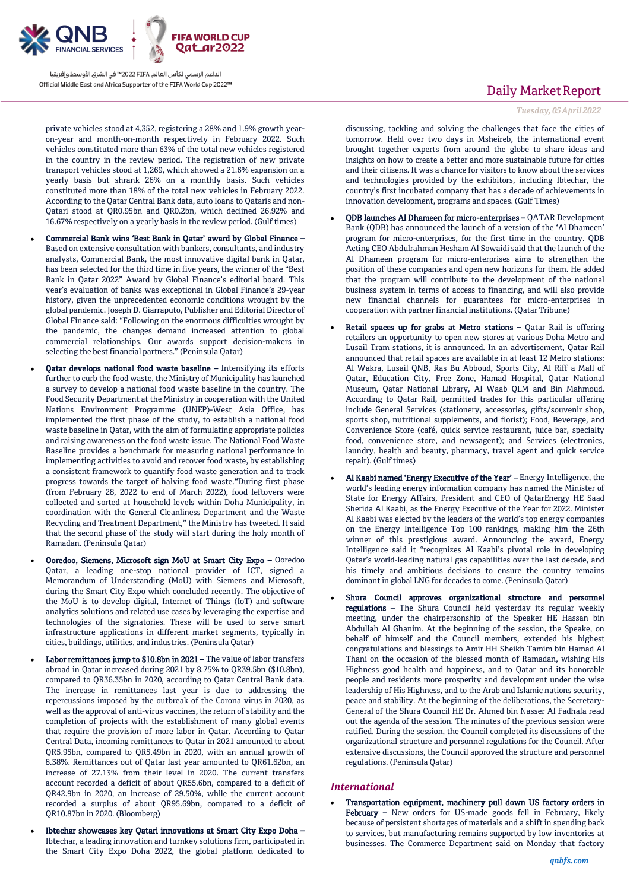private vehicles stood at 4,352, registering a 28% and 1.9% growth year-on-year and month-on-month respectively in February 2022. Such vehicles constituted more than 63% of the total new vehicles registered in the country in the review period. The registration of new private transport vehicles stood at 1,269, which showed a 21.6% expansion on a yearly basis but shrank 26% on a monthly basis. Such vehicles constituted more than 18% of the total new vehicles in February 2022. According to the Qatar Central Bank data, auto loans to Qataris and non-Qatari stood at QR0.95bn and QR0.2bn, which declined 26.92% and 16.67% respectively on a yearly basis in the review period. (Gulf times)

- **Commercial Bank wins 'Best Bank in Qatar' award by Global Finance –** Based on extensive consultation with bankers, consultants, and industry analysts, Commercial Bank, the most innovative digital bank in Qatar, has been selected for the third time in five years, the winner of the "Best Bank in Qatar 2022" Award by Global Finance's editorial board. This year's evaluation of banks was exceptional in Global Finance's 29-year history, given the unprecedented economic conditions wrought by the global pandemic. Joseph D. Giarraputo, Publisher and Editorial Director of Global Finance said: "Following on the enormous difficulties wrought by the pandemic, the changes demand increased attention to global commercial relationships. Our awards support decision-makers in selecting the best financial partners." (Peninsula Qatar)
- **Qatar develops national food waste baseline –** Intensifying its efforts further to curb the food waste, the Ministry of Municipality has launched a survey to develop a national food waste baseline in the country. The Food Security Department at the Ministry in cooperation with the United Nations Environment Programme (UNEP)-West Asia Office, has implemented the first phase of the study, to establish a national food waste baseline in Qatar, with the aim of formulating appropriate policies and raising awareness on the food waste issue. The National Food Waste Baseline provides a benchmark for measuring national performance in implementing activities to avoid and recover food waste, by establishing a consistent framework to quantify food waste generation and to track progress towards the target of halving food waste."During first phase (from February 28, 2022 to end of March 2022), food leftovers were collected and sorted at household levels within Doha Municipality, in coordination with the General Cleanliness Department and the Waste Recycling and Treatment Department," the Ministry has tweeted. It said that the second phase of the study will start during the holy month of Ramadan. (Peninsula Qatar)
- **Ooredoo, Siemens, Microsoft sign MoU at Smart City Expo –** Ooredoo Qatar, a leading one-stop national provider of ICT, signed a Memorandum of Understanding (MoU) with Siemens and Microsoft, during the Smart City Expo which concluded recently. The objective of the MoU is to develop digital, Internet of Things (IoT) and software analytics solutions and related use cases by leveraging the expertise and technologies of the signatories. These will be used to serve smart infrastructure applications in different market segments, typically in cities, buildings, utilities, and industries. (Peninsula Qatar)
- **Labor remittances jump to \$10.8bn in 2021 –** The value of labor transfers abroad in Qatar increased during 2021 by 8.75% to QR39.5bn (\$10.8bn), compared to QR36.35bn in 2020, according to Qatar Central Bank data. The increase in remittances last year is due to addressing the repercussions imposed by the outbreak of the Corona virus in 2020, as well as the approval of anti-virus vaccines, the return of stability and the completion of projects with the establishment of many global events that require the provision of more labor in Qatar. According to Qatar Central Data, incoming remittances to Qatar in 2021 amounted to about QR5.95bn, compared to QR5.49bn in 2020, with an annual growth of 8.38%. Remittances out of Qatar last year amounted to QR61.62bn, an increase of 27.13% from their level in 2020. The current transfers account recorded a deficit of about QR55.6bn, compared to a deficit of QR42.9bn in 2020, an increase of 29.50%, while the current account recorded a surplus of about QR95.69bn, compared to a deficit of QR10.87bn in 2020. (Bloomberg)
- **Ibtechar showcases key Qatari innovations at Smart City Expo Doha –** Ibtechar, a leading innovation and turnkey solutions firm, participated in the Smart City Expo Doha 2022, the global platform dedicated to discussing, tackling and solving the challenges that face the cities of tomorrow. Held over two days in Msheireb, the international event brought together experts from around the globe to share ideas and insights on how to create a better and more sustainable future for cities and their citizens. It was a chance for visitors to know about the services and technologies provided by the exhibitors, including Ibtechar, the country's first incubated company that has a decade of achievements in innovation development, programs and spaces. (Gulf Times)
- **QDB launches Al Dhameen for micro-enterprises –** QATAR Development Bank (QDB) has announced the launch of a version of the 'Al Dhameen' program for micro-enterprises, for the first time in the country. QDB Acting CEO Abdulrahman Hesham Al Sowaidi said that the launch of the Al Dhameen program for micro-enterprises aims to strengthen the position of these companies and open new horizons for them. He added that the program will contribute to the development of the national business system in terms of access to financing, and will also provide new financial channels for guarantees for micro-enterprises in cooperation with partner financial institutions. (Qatar Tribune)
- **Retail spaces up for grabs at Metro stations –** Qatar Rail is offering retailers an opportunity to open new stores at various Doha Metro and Lusail Tram stations, it is announced. In an advertisement, Qatar Rail announced that retail spaces are available in at least 12 Metro stations: Al Wakra, Lusail QNB, Ras Bu Abboud, Sports City, Al Riff a Mall of Qatar, Education City, Free Zone, Hamad Hospital, Qatar National Museum, Qatar National Library, Al Waab QLM and Bin Mahmoud. According to Qatar Rail, permitted trades for this particular offering include General Services (stationery, accessories, gifts/souvenir shop, sports shop, nutritional supplements, and florist); Food, Beverage, and Convenience Store (café, quick service restaurant, juice bar, specialty food, convenience store, and newsagent); and Services (electronics, laundry, health and beauty, pharmacy, travel agent and quick service repair). (Gulf times)
- **Al Kaabi named 'Energy Executive of the Year' –** Energy Intelligence, the world's leading energy information company has named the Minister of State for Energy Affairs, President and CEO of QatarEnergy HE Saad Sherida Al Kaabi, as the Energy Executive of the Year for 2022. Minister Al Kaabi was elected by the leaders of the world's top energy companies on the Energy Intelligence Top 100 rankings, making him the 26th winner of this prestigious award. Announcing the award, Energy Intelligence said it "recognizes Al Kaabi's pivotal role in developing Qatar's world-leading natural gas capabilities over the last decade, and his timely and ambitious decisions to ensure the country remains dominant in global LNG for decades to come. (Peninsula Qatar)
- **Shura Council approves organizational structure and personnel regulations –** The Shura Council held yesterday its regular weekly meeting, under the chairpersonship of the Speaker HE Hassan bin Abdullah Al Ghanim. At the beginning of the session, the Speake, on behalf of himself and the Council members, extended his highest congratulations and blessings to Amir HH Sheikh Tamim bin Hamad Al Thani on the occasion of the blessed month of Ramadan, wishing His Highness good health and happiness, and to Qatar and its honorable people and residents more prosperity and development under the wise leadership of His Highness, and to the Arab and Islamic nations security, peace and stability. At the beginning of the deliberations, the Secretary-General of the Shura Council HE Dr. Ahmed bin Nasser Al Fadhala read out the agenda of the session. The minutes of the previous session were ratified. During the session, the Council completed its discussions of the organizational structure and personnel regulations for the Council. After extensive discussions, the Council approved the structure and personnel regulations. (Peninsula Qatar)

## *International*

- **Transportation equipment, machinery pull down US factory orders in February –** New orders for US-made goods fell in February, likely because of persistent shortages of materials and a shift in spending back to services, but manufacturing remains supported by low inventories at businesses. The Commerce Department said on Monday that factory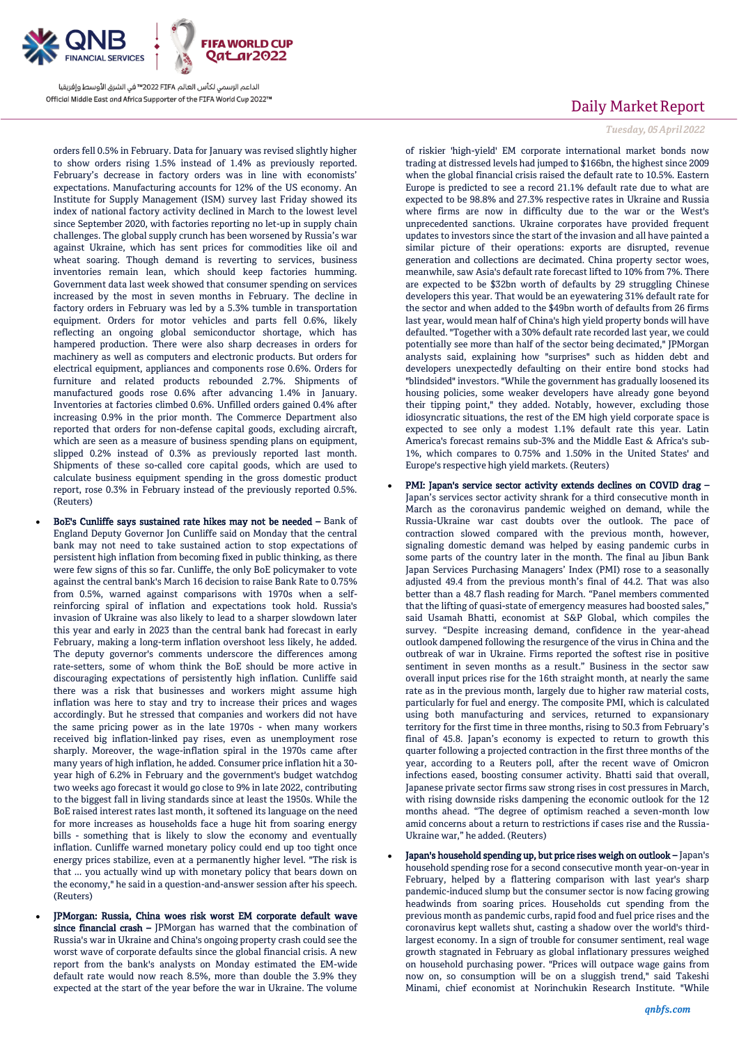orders fell 0.5% in February. Data for January was revised slightly higher to show orders rising 1.5% instead of 1.4% as previously reported. February's decrease in factory orders was in line with economists' expectations. Manufacturing accounts for 12% of the US economy. An Institute for Supply Management (ISM) survey last Friday showed its index of national factory activity declined in March to the lowest level since September 2020, with factories reporting no let-up in supply chain challenges. The global supply crunch has been worsened by Russia's war against Ukraine, which has sent prices for commodities like oil and wheat soaring. Though demand is reverting to services, business inventories remain lean, which should keep factories humming. Government data last week showed that consumer spending on services increased by the most in seven months in February. The decline in factory orders in February was led by a 5.3% tumble in transportation equipment. Orders for motor vehicles and parts fell 0.6%, likely reflecting an ongoing global semiconductor shortage, which has hampered production. There were also sharp decreases in orders for machinery as well as computers and electronic products. But orders for electrical equipment, appliances and components rose 0.6%. Orders for furniture and related products rebounded 2.7%. Shipments of manufactured goods rose 0.6% after advancing 1.4% in January. Inventories at factories climbed 0.6%. Unfilled orders gained 0.4% after increasing 0.9% in the prior month. The Commerce Department also reported that orders for non-defense capital goods, excluding aircraft, which are seen as a measure of business spending plans on equipment, slipped 0.2% instead of 0.3% as previously reported last month. Shipments of these so-called core capital goods, which are used to calculate business equipment spending in the gross domestic product report, rose 0.3% in February instead of the previously reported 0.5%. (Reuters)

- **BoE's Cunliffe says sustained rate hikes may not be needed –** Bank of England Deputy Governor Jon Cunliffe said on Monday that the central bank may not need to take sustained action to stop expectations of persistent high inflation from becoming fixed in public thinking, as there were few signs of this so far. Cunliffe, the only BoE policymaker to vote against the central bank's March 16 decision to raise Bank Rate to 0.75% from 0.5%, warned against comparisons with 1970s when a self-reinforcing spiral of inflation and expectations took hold. Russia's invasion of Ukraine was also likely to lead to a sharper slowdown later this year and early in 2023 than the central bank had forecast in early February, making a long-term inflation overshoot less likely, he added. The deputy governor's comments underscore the differences among rate-setters, some of whom think the BoE should be more active in discouraging expectations of persistently high inflation. Cunliffe said there was a risk that businesses and workers might assume high inflation was here to stay and try to increase their prices and wages accordingly. But he stressed that companies and workers did not have the same pricing power as in the late 1970s - when many workers received big inflation-linked pay rises, even as unemployment rose sharply. Moreover, the wage-inflation spiral in the 1970s came after many years of high inflation, he added. Consumer price inflation hit a 30-year high of 6.2% in February and the government's budget watchdog two weeks ago forecast it would go close to 9% in late 2022, contributing to the biggest fall in living standards since at least the 1950s. While the BoE raised interest rates last month, it softened its language on the need for more increases as households face a huge hit from soaring energy bills - something that is likely to slow the economy and eventually inflation. Cunliffe warned monetary policy could end up too tight once energy prices stabilize, even at a permanently higher level. "The risk is that ... you actually wind up with monetary policy that bears down on the economy," he said in a question-and-answer session after his speech. (Reuters)

- **JPMorgan: Russia, China woes risk worst EM corporate default wave since financial crash –** JPMorgan has warned that the combination of Russia's war in Ukraine and China's ongoing property crash could see the worst wave of corporate defaults since the global financial crisis. A new report from the bank's analysts on Monday estimated the EM-wide default rate would now reach 8.5%, more than double the 3.9% they expected at the start of the year before the war in Ukraine. The volume of riskier 'high-yield' EM corporate international market bonds now trading at distressed levels had jumped to $166bn, the highest since 2009 when the global financial crisis raised the default rate to 10.5%. Eastern Europe is predicted to see a record 21.1% default rate due to what are expected to be 98.8% and 27.3% respective rates in Ukraine and Russia where firms are now in difficulty due to the war or the West's unprecedented sanctions. Ukraine corporates have provided frequent updates to investors since the start of the invasion and all have painted a similar picture of their operations: exports are disrupted, revenue generation and collections are decimated. China property sector woes, meanwhile, saw Asia's default rate forecast lifted to 10% from 7%. There are expected to be $32bn worth of defaults by 29 struggling Chinese developers this year. That would be an eyewatering 31% default rate for the sector and when added to the $49bn worth of defaults from 26 firms last year, would mean half of China's high yield property bonds will have defaulted. "Together with a 30% default rate recorded last year, we could potentially see more than half of the sector being decimated," JPMorgan analysts said, explaining how "surprises" such as hidden debt and developers unexpectedly defaulting on their entire bond stocks had "blindsided" investors. "While the government has gradually loosened its housing policies, some weaker developers have already gone beyond their tipping point," they added. Notably, however, excluding those idiosyncratic situations, the rest of the EM high yield corporate space is expected to see only a modest 1.1% default rate this year. Latin America's forecast remains sub-3% and the Middle East & Africa's sub-1%, which compares to 0.75% and 1.50% in the United States' and Europe's respective high yield markets. (Reuters)

- **PMI: Japan's service sector activity extends declines on COVID drag –** Japan's services sector activity shrank for a third consecutive month in March as the coronavirus pandemic weighed on demand, while the Russia-Ukraine war cast doubts over the outlook. The pace of contraction slowed compared with the previous month, however, signaling domestic demand was helped by easing pandemic curbs in some parts of the country later in the month. The final au Jibun Bank Japan Services Purchasing Managers' Index (PMI) rose to a seasonally adjusted 49.4 from the previous month's final of 44.2. That was also better than a 48.7 flash reading for March. "Panel members commented that the lifting of quasi-state of emergency measures had boosted sales," said Usamah Bhatti, economist at S&P Global, which compiles the survey. "Despite increasing demand, confidence in the year-ahead outlook dampened following the resurgence of the virus in China and the outbreak of war in Ukraine. Firms reported the softest rise in positive sentiment in seven months." Business in the sector saw overall input prices rise for the 16th straight month, at nearly the same rate as in the previous month, largely due to higher raw material costs, particularly for fuel and energy. The composite PMI, which is calculated using both manufacturing and services, returned to expansionary territory for the first time in three months, rising to 50.3 from February's final of 45.8. Japan's economy is expected to return to growth this quarter following a projected contraction in the first three months of the year, according to a Reuters poll, after the recent wave of Omicron infections eased, boosting consumer activity. Bhatti said that overall, Japanese private sector firms saw strong rises in cost pressures in March, with rising downside risks dampening the economic outlook for the 12 months ahead. "The degree of optimism reached a seven-month low amid concerns about a return to restrictions if cases rise and the Russia-Ukraine war," he added. (Reuters)

- **Japan's household spending up, but price rises weigh on outlook –** Japan's household spending rose for a second consecutive month year-on-year in February, helped by a flattering comparison with last year's sharp pandemic-induced slump but the consumer sector is now facing growing headwinds from soaring prices. Households cut spending from the previous month as pandemic curbs, rapid food and fuel price rises and the coronavirus kept wallets shut, casting a shadow over the world's third-largest economy. In a sign of trouble for consumer sentiment, real wage growth stagnated in February as global inflationary pressures weighed on household purchasing power. "Prices will outpace wage gains from now on, so consumption will be on a sluggish trend," said Takeshi Minami, chief economist at Norinchukin Research Institute. "While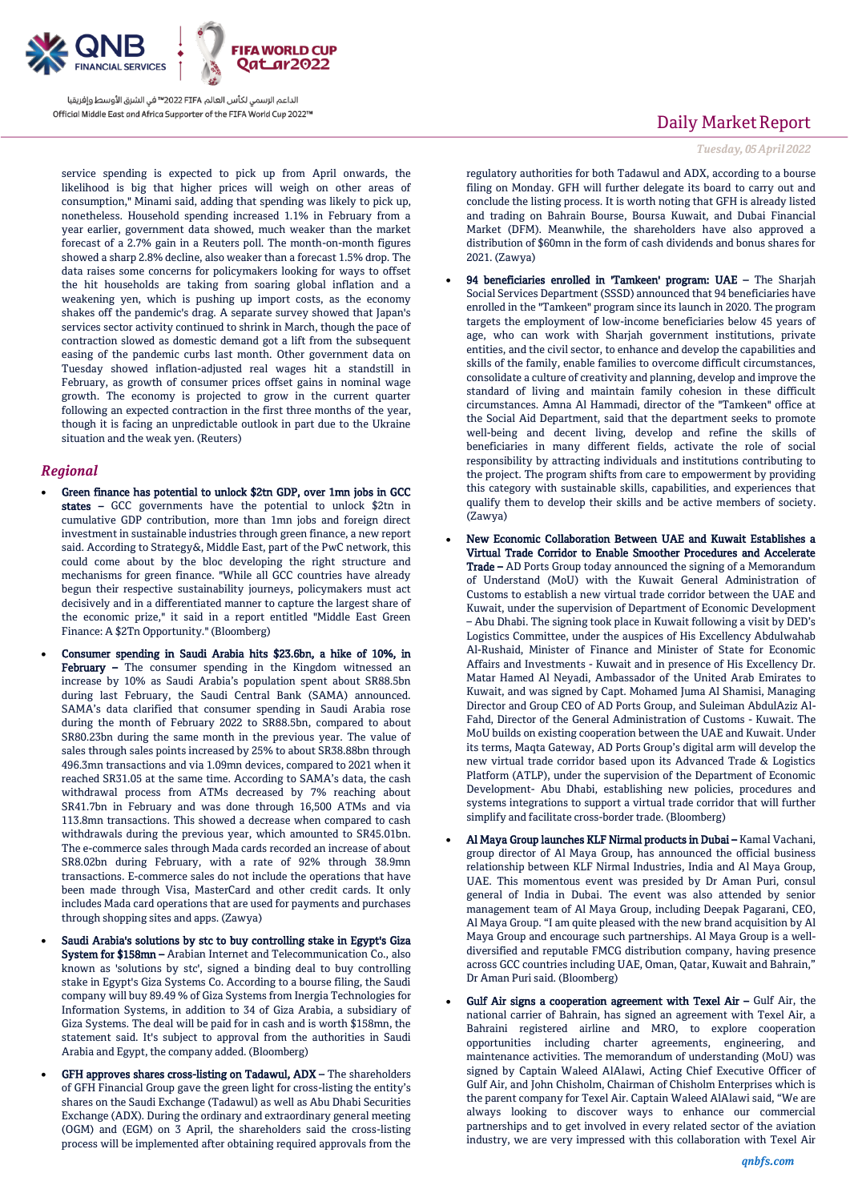service spending is expected to pick up from April onwards, the likelihood is big that higher prices will weigh on other areas of consumption," Minami said, adding that spending was likely to pick up, nonetheless. Household spending increased 1.1% in February from a year earlier, government data showed, much weaker than the market forecast of a 2.7% gain in a Reuters poll. The month-on-month figures showed a sharp 2.8% decline, also weaker than a forecast 1.5% drop. The data raises some concerns for policymakers looking for ways to offset the hit households are taking from soaring global inflation and a weakening yen, which is pushing up import costs, as the economy shakes off the pandemic's drag. A separate survey showed that Japan's services sector activity continued to shrink in March, though the pace of contraction slowed as domestic demand got a lift from the subsequent easing of the pandemic curbs last month. Other government data on Tuesday showed inflation-adjusted real wages hit a standstill in February, as growth of consumer prices offset gains in nominal wage growth. The economy is projected to grow in the current quarter following an expected contraction in the first three months of the year, though it is facing an unpredictable outlook in part due to the Ukraine situation and the weak yen. (Reuters)

## *Regional*

- **Green finance has potential to unlock $2tn GDP, over 1mn jobs in GCC states –** GCC governments have the potential to unlock $2tn in cumulative GDP contribution, more than 1mn jobs and foreign direct investment in sustainable industries through green finance, a new report said. According to Strategy&, Middle East, part of the PwC network, this could come about by the bloc developing the right structure and mechanisms for green finance. "While all GCC countries have already begun their respective sustainability journeys, policymakers must act decisively and in a differentiated manner to capture the largest share of the economic prize," it said in a report entitled "Middle East Green Finance: A $2Tn Opportunity." (Bloomberg)
- **Consumer spending in Saudi Arabia hits $23.6bn, a hike of 10%, in February –** The consumer spending in the Kingdom witnessed an increase by 10% as Saudi Arabia's population spent about SR88.5bn during last February, the Saudi Central Bank (SAMA) announced. SAMA's data clarified that consumer spending in Saudi Arabia rose during the month of February 2022 to SR88.5bn, compared to about SR80.23bn during the same month in the previous year. The value of sales through sales points increased by 25% to about SR38.88bn through 496.3mn transactions and via 1.09mn devices, compared to 2021 when it reached SR31.05 at the same time. According to SAMA's data, the cash withdrawal process from ATMs decreased by 7% reaching about SR41.7bn in February and was done through 16,500 ATMs and via 113.8mn transactions. This showed a decrease when compared to cash withdrawals during the previous year, which amounted to SR45.01bn. The e-commerce sales through Mada cards recorded an increase of about SR8.02bn during February, with a rate of 92% through 38.9mn transactions. E-commerce sales do not include the operations that have been made through Visa, MasterCard and other credit cards. It only includes Mada card operations that are used for payments and purchases through shopping sites and apps. (Zawya)
- **Saudi Arabia's solutions by stc to buy controlling stake in Egypt's Giza System for $158mn –** Arabian Internet and Telecommunication Co., also known as 'solutions by stc', signed a binding deal to buy controlling stake in Egypt's Giza Systems Co. According to a bourse filing, the Saudi company will buy 89.49 % of Giza Systems from Inergia Technologies for Information Systems, in addition to 34 of Giza Arabia, a subsidiary of Giza Systems. The deal will be paid for in cash and is worth $158mn, the statement said. It's subject to approval from the authorities in Saudi Arabia and Egypt, the company added. (Bloomberg)
- **GFH approves shares cross-listing on Tadawul, ADX –** The shareholders of GFH Financial Group gave the green light for cross-listing the entity's shares on the Saudi Exchange (Tadawul) as well as Abu Dhabi Securities Exchange (ADX). During the ordinary and extraordinary general meeting (OGM) and (EGM) on 3 April, the shareholders said the cross-listing process will be implemented after obtaining required approvals from the regulatory authorities for both Tadawul and ADX, according to a bourse filing on Monday. GFH will further delegate its board to carry out and conclude the listing process. It is worth noting that GFH is already listed and trading on Bahrain Bourse, Boursa Kuwait, and Dubai Financial Market (DFM). Meanwhile, the shareholders have also approved a distribution of $60mn in the form of cash dividends and bonus shares for 2021. (Zawya)
- **94 beneficiaries enrolled in 'Tamkeen' program: UAE –** The Sharjah Social Services Department (SSSD) announced that 94 beneficiaries have enrolled in the "Tamkeen" program since its launch in 2020. The program targets the employment of low-income beneficiaries below 45 years of age, who can work with Sharjah government institutions, private entities, and the civil sector, to enhance and develop the capabilities and skills of the family, enable families to overcome difficult circumstances, consolidate a culture of creativity and planning, develop and improve the standard of living and maintain family cohesion in these difficult circumstances. Amna Al Hammadi, director of the "Tamkeen" office at the Social Aid Department, said that the department seeks to promote well-being and decent living, develop and refine the skills of beneficiaries in many different fields, activate the role of social responsibility by attracting individuals and institutions contributing to the project. The program shifts from care to empowerment by providing this category with sustainable skills, capabilities, and experiences that qualify them to develop their skills and be active members of society. (Zawya)
- **New Economic Collaboration Between UAE and Kuwait Establishes a Virtual Trade Corridor to Enable Smoother Procedures and Accelerate Trade –** AD Ports Group today announced the signing of a Memorandum of Understand (MoU) with the Kuwait General Administration of Customs to establish a new virtual trade corridor between the UAE and Kuwait, under the supervision of Department of Economic Development – Abu Dhabi. The signing took place in Kuwait following a visit by DED's Logistics Committee, under the auspices of His Excellency Abdulwahab Al-Rushaid, Minister of Finance and Minister of State for Economic Affairs and Investments - Kuwait and in presence of His Excellency Dr. Matar Hamed Al Neyadi, Ambassador of the United Arab Emirates to Kuwait, and was signed by Capt. Mohamed Juma Al Shamisi, Managing Director and Group CEO of AD Ports Group, and Suleiman AbdulAziz Al-Fahd, Director of the General Administration of Customs - Kuwait. The MoU builds on existing cooperation between the UAE and Kuwait. Under its terms, Maqta Gateway, AD Ports Group's digital arm will develop the new virtual trade corridor based upon its Advanced Trade & Logistics Platform (ATLP), under the supervision of the Department of Economic Development- Abu Dhabi, establishing new policies, procedures and systems integrations to support a virtual trade corridor that will further simplify and facilitate cross-border trade. (Bloomberg)
- **Al Maya Group launches KLF Nirmal products in Dubai –** Kamal Vachani, group director of Al Maya Group, has announced the official business relationship between KLF Nirmal Industries, India and Al Maya Group, UAE. This momentous event was presided by Dr Aman Puri, consul general of India in Dubai. The event was also attended by senior management team of Al Maya Group, including Deepak Pagarani, CEO, Al Maya Group. "I am quite pleased with the new brand acquisition by Al Maya Group and encourage such partnerships. Al Maya Group is a well-diversified and reputable FMCG distribution company, having presence across GCC countries including UAE, Oman, Qatar, Kuwait and Bahrain," Dr Aman Puri said. (Bloomberg)
- **Gulf Air signs a cooperation agreement with Texel Air –** Gulf Air, the national carrier of Bahrain, has signed an agreement with Texel Air, a Bahraini registered airline and MRO, to explore cooperation opportunities including charter agreements, engineering, and maintenance activities. The memorandum of understanding (MoU) was signed by Captain Waleed AlAlawi, Acting Chief Executive Officer of Gulf Air, and John Chisholm, Chairman of Chisholm Enterprises which is the parent company for Texel Air. Captain Waleed AlAlawi said, "We are always looking to discover ways to enhance our commercial partnerships and to get involved in every related sector of the aviation industry, we are very impressed with this collaboration with Texel Air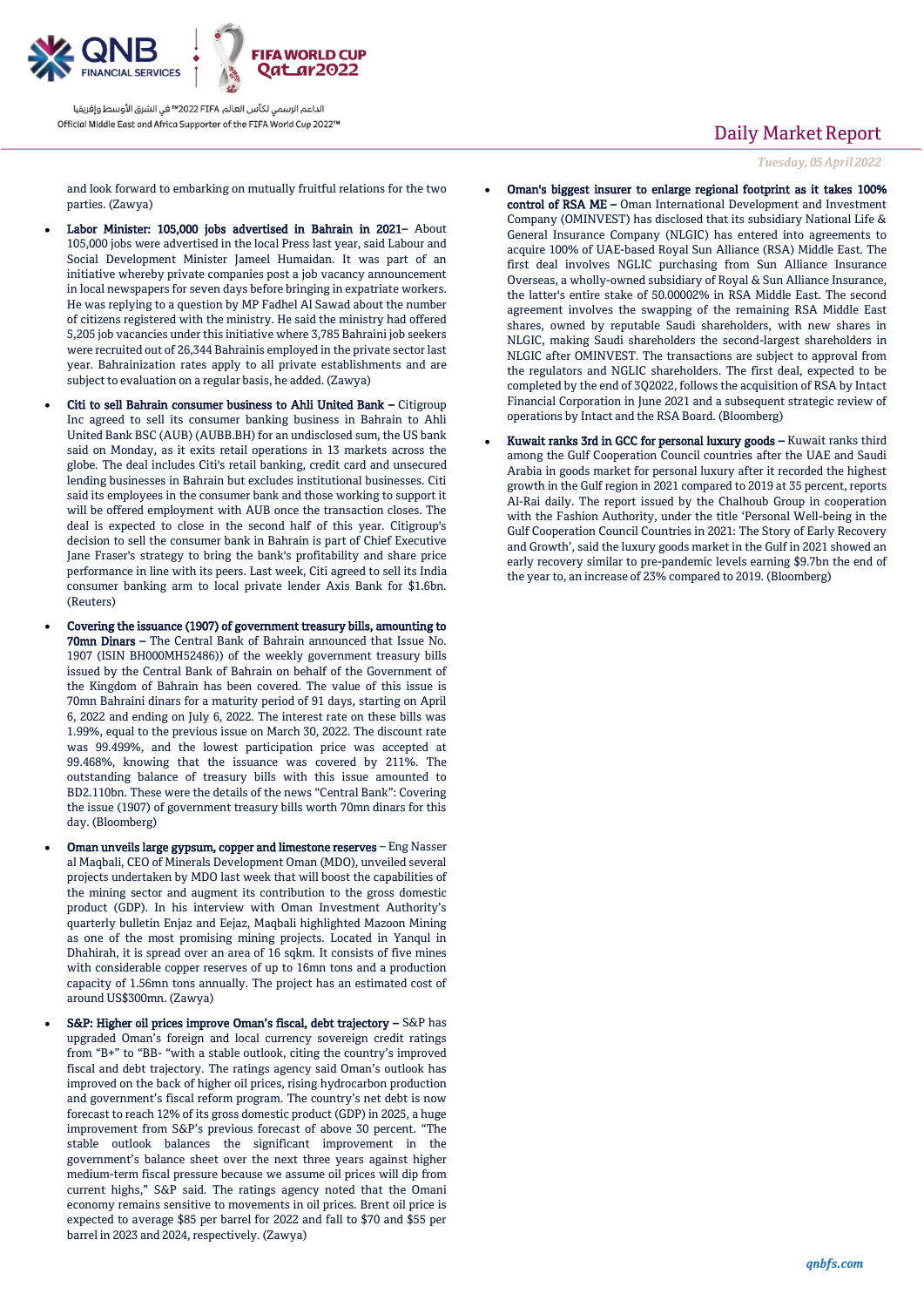and look forward to embarking on mutually fruitful relations for the two parties. (Zawya)

- **Labor Minister: 105,000 jobs advertised in Bahrain in 2021–** About 105,000 jobs were advertised in the local Press last year, said Labour and Social Development Minister Jameel Humaidan. It was part of an initiative whereby private companies post a job vacancy announcement in local newspapers for seven days before bringing in expatriate workers. He was replying to a question by MP Fadhel Al Sawad about the number of citizens registered with the ministry. He said the ministry had offered 5,205 job vacancies under this initiative where 3,785 Bahraini job seekers were recruited out of 26,344 Bahrainis employed in the private sector last year. Bahrainization rates apply to all private establishments and are subject to evaluation on a regular basis, he added. (Zawya)

- **Citi to sell Bahrain consumer business to Ahli United Bank –** Citigroup Inc agreed to sell its consumer banking business in Bahrain to Ahli United Bank BSC (AUB) (AUBB.BH) for an undisclosed sum, the US bank said on Monday, as it exits retail operations in 13 markets across the globe. The deal includes Citi's retail banking, credit card and unsecured lending businesses in Bahrain but excludes institutional businesses. Citi said its employees in the consumer bank and those working to support it will be offered employment with AUB once the transaction closes. The deal is expected to close in the second half of this year. Citigroup's decision to sell the consumer bank in Bahrain is part of Chief Executive Jane Fraser's strategy to bring the bank's profitability and share price performance in line with its peers. Last week, Citi agreed to sell its India consumer banking arm to local private lender Axis Bank for $1.6bn. (Reuters)

- **Covering the issuance (1907) of government treasury bills, amounting to 70mn Dinars –** The Central Bank of Bahrain announced that Issue No. 1907 (ISIN BH000MH52486)) of the weekly government treasury bills issued by the Central Bank of Bahrain on behalf of the Government of the Kingdom of Bahrain has been covered. The value of this issue is 70mn Bahraini dinars for a maturity period of 91 days, starting on April 6, 2022 and ending on July 6, 2022. The interest rate on these bills was 1.99%, equal to the previous issue on March 30, 2022. The discount rate was 99.499%, and the lowest participation price was accepted at 99.468%, knowing that the issuance was covered by 211%. The outstanding balance of treasury bills with this issue amounted to BD2.110bn. These were the details of the news "Central Bank": Covering the issue (1907) of government treasury bills worth 70mn dinars for this day. (Bloomberg)

- **Oman unveils large gypsum, copper and limestone reserves** – Eng Nasser al Maqbali, CEO of Minerals Development Oman (MDO), unveiled several projects undertaken by MDO last week that will boost the capabilities of the mining sector and augment its contribution to the gross domestic product (GDP). In his interview with Oman Investment Authority's quarterly bulletin Enjaz and Eejaz, Maqbali highlighted Mazoon Mining as one of the most promising mining projects. Located in Yanqul in Dhahirah, it is spread over an area of 16 sqkm. It consists of five mines with considerable copper reserves of up to 16mn tons and a production capacity of 1.56mn tons annually. The project has an estimated cost of around US$300mn. (Zawya)

- **S&P: Higher oil prices improve Oman's fiscal, debt trajectory –** S&P has upgraded Oman's foreign and local currency sovereign credit ratings from "B+" to "BB- "with a stable outlook, citing the country's improved fiscal and debt trajectory. The ratings agency said Oman's outlook has improved on the back of higher oil prices, rising hydrocarbon production and government's fiscal reform program. The country's net debt is now forecast to reach 12% of its gross domestic product (GDP) in 2025, a huge improvement from S&P's previous forecast of above 30 percent. "The stable outlook balances the significant improvement in the government's balance sheet over the next three years against higher medium-term fiscal pressure because we assume oil prices will dip from current highs," S&P said. The ratings agency noted that the Omani economy remains sensitive to movements in oil prices. Brent oil price is expected to average $85 per barrel for 2022 and fall to $70 and $55 per barrel in 2023 and 2024, respectively. (Zawya)

- **Oman's biggest insurer to enlarge regional footprint as it takes 100% control of RSA ME –** Oman International Development and Investment Company (OMINVEST) has disclosed that its subsidiary National Life & General Insurance Company (NLGIC) has entered into agreements to acquire 100% of UAE-based Royal Sun Alliance (RSA) Middle East. The first deal involves NGLIC purchasing from Sun Alliance Insurance Overseas, a wholly-owned subsidiary of Royal & Sun Alliance Insurance, the latter's entire stake of 50.00002% in RSA Middle East. The second agreement involves the swapping of the remaining RSA Middle East shares, owned by reputable Saudi shareholders, with new shares in NLGIC, making Saudi shareholders the second-largest shareholders in NLGIC after OMINVEST. The transactions are subject to approval from the regulators and NGLIC shareholders. The first deal, expected to be completed by the end of 3Q2022, follows the acquisition of RSA by Intact Financial Corporation in June 2021 and a subsequent strategic review of operations by Intact and the RSA Board. (Bloomberg)

- **Kuwait ranks 3rd in GCC for personal luxury goods –** Kuwait ranks third among the Gulf Cooperation Council countries after the UAE and Saudi Arabia in goods market for personal luxury after it recorded the highest growth in the Gulf region in 2021 compared to 2019 at 35 percent, reports Al-Rai daily. The report issued by the Chalhoub Group in cooperation with the Fashion Authority, under the title 'Personal Well-being in the Gulf Cooperation Council Countries in 2021: The Story of Early Recovery and Growth', said the luxury goods market in the Gulf in 2021 showed an early recovery similar to pre-pandemic levels earning $9.7bn the end of the year to, an increase of 23% compared to 2019. (Bloomberg)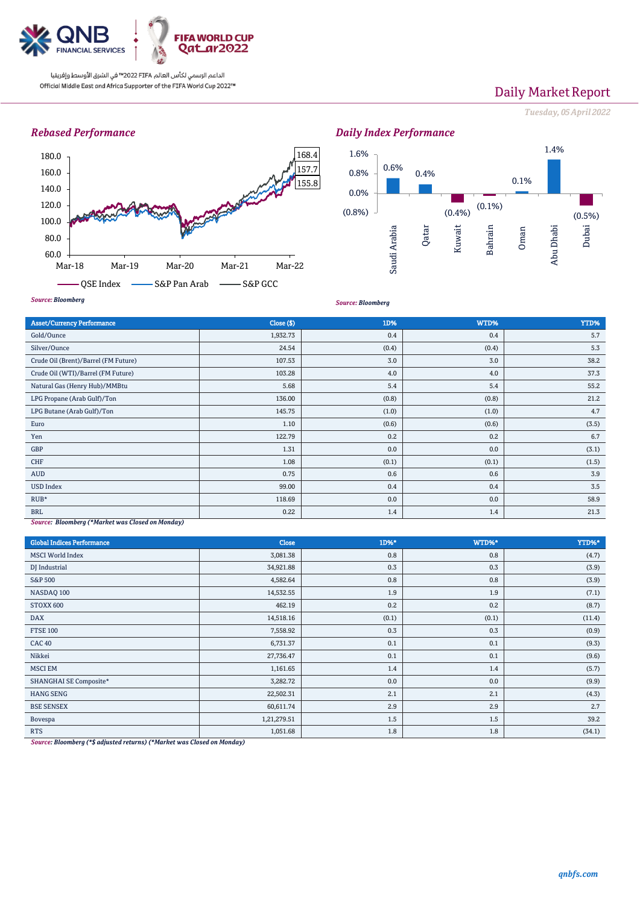Daily Market Report

*Tuesday, 05 April 2022*

### Rebased Performance

| | |
|---|---|
| QSE Index | 155.8 |
| S&P Pan Arab | 157.7 |
| S&P GCC | 168.4 |

*Source: Bloomberg*

### Daily Index Performance

| Market | Change |
|---|---|
| Saudi Arabia | 0.6% |
| Qatar | 0.4% |
| Kuwait | (0.4%) |
| Bahrain | (0.1%) |
| Oman | 0.1% |
| Abu Dhabi | 1.4% |
| Dubai | (0.5%) |

*Source: Bloomberg*

| Asset/Currency Performance | Close ($) | 1D% | WTD% | YTD% |
|---|---|---|---|---|
| Gold/Ounce | 1,932.73 | 0.4 | 0.4 | 5.7 |
| Silver/Ounce | 24.54 | (0.4) | (0.4) | 5.3 |
| Crude Oil (Brent)/Barrel (FM Future) | 107.53 | 3.0 | 3.0 | 38.2 |
| Crude Oil (WTI)/Barrel (FM Future) | 103.28 | 4.0 | 4.0 | 37.3 |
| Natural Gas (Henry Hub)/MMBtu | 5.68 | 5.4 | 5.4 | 55.2 |
| LPG Propane (Arab Gulf)/Ton | 136.00 | (0.8) | (0.8) | 21.2 |
| LPG Butane (Arab Gulf)/Ton | 145.75 | (1.0) | (1.0) | 4.7 |
| Euro | 1.10 | (0.6) | (0.6) | (3.5) |
| Yen | 122.79 | 0.2 | 0.2 | 6.7 |
| GBP | 1.31 | 0.0 | 0.0 | (3.1) |
| CHF | 1.08 | (0.1) | (0.1) | (1.5) |
| AUD | 0.75 | 0.6 | 0.6 | 3.9 |
| USD Index | 99.00 | 0.4 | 0.4 | 3.5 |
| RUB* | 118.69 | 0.0 | 0.0 | 58.9 |
| BRL | 0.22 | 1.4 | 1.4 | 21.3 |

*Source: Bloomberg (*Market was Closed on Monday)*

| Global Indices Performance | Close | 1D%* | WTD%* | YTD%* |
|---|---|---|---|---|
| MSCI World Index | 3,081.38 | 0.8 | 0.8 | (4.7) |
| DJ Industrial | 34,921.88 | 0.3 | 0.3 | (3.9) |
| S&P 500 | 4,582.64 | 0.8 | 0.8 | (3.9) |
| NASDAQ 100 | 14,532.55 | 1.9 | 1.9 | (7.1) |
| STOXX 600 | 462.19 | 0.2 | 0.2 | (8.7) |
| DAX | 14,518.16 | (0.1) | (0.1) | (11.4) |
| FTSE 100 | 7,558.92 | 0.3 | 0.3 | (0.9) |
| CAC 40 | 6,731.37 | 0.1 | 0.1 | (9.3) |
| Nikkei | 27,736.47 | 0.1 | 0.1 | (9.6) |
| MSCI EM | 1,161.65 | 1.4 | 1.4 | (5.7) |
| SHANGHAI SE Composite* | 3,282.72 | 0.0 | 0.0 | (9.9) |
| HANG SENG | 22,502.31 | 2.1 | 2.1 | (4.3) |
| BSE SENSEX | 60,611.74 | 2.9 | 2.9 | 2.7 |
| Bovespa | 1,21,279.51 | 1.5 | 1.5 | 39.2 |
| RTS | 1,051.68 | 1.8 | 1.8 | (34.1) |

*Source: Bloomberg (*$ adjusted returns) (*Market was Closed on Monday)*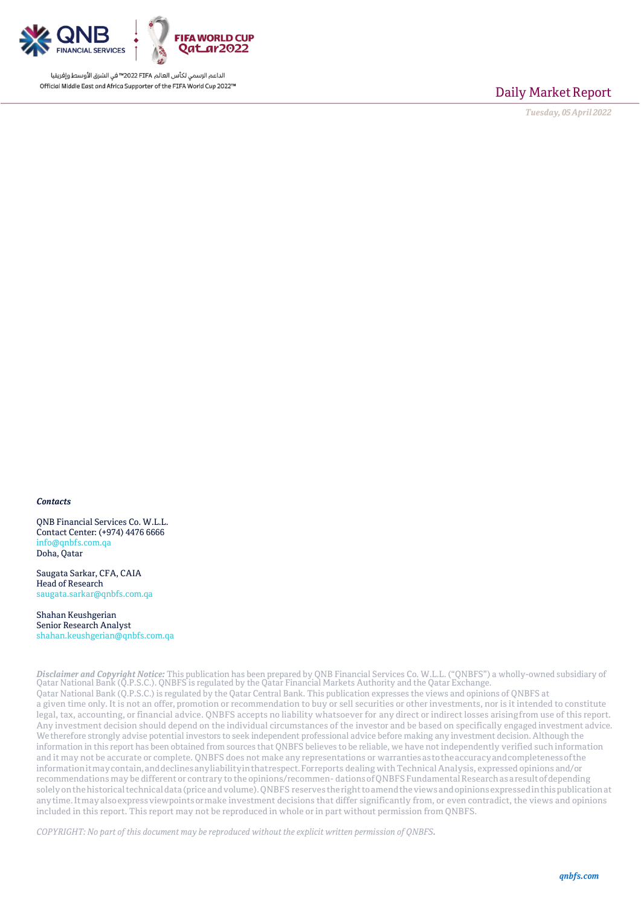*Contacts*

QNB Financial Services Co. W.L.L.
Contact Center: (+974) 4476 6666
info@qnbfs.com.qa
Doha, Qatar

Saugata Sarkar, CFA, CAIA
Head of Research
saugata.sarkar@qnbfs.com.qa

Shahan Keushgerian
Senior Research Analyst
shahan.keushgerian@qnbfs.com.qa

***Disclaimer and Copyright Notice:*** This publication has been prepared by QNB Financial Services Co. W.L.L. ("QNBFS") a wholly-owned subsidiary of Qatar National Bank (Q.P.S.C.). QNBFS is regulated by the Qatar Financial Markets Authority and the Qatar Exchange. Qatar National Bank (Q.P.S.C.) is regulated by the Qatar Central Bank. This publication expresses the views and opinions of QNBFS at a given time only. It is not an offer, promotion or recommendation to buy or sell securities or other investments, nor is it intended to constitute legal, tax, accounting, or financial advice. QNBFS accepts no liability whatsoever for any direct or indirect losses arising from use of this report. Any investment decision should depend on the individual circumstances of the investor and be based on specifically engaged investment advice. We therefore strongly advise potential investors to seek independent professional advice before making any investment decision. Although the information in this report has been obtained from sources that QNBFS believes to be reliable, we have not independently verified such information and it may not be accurate or complete. QNBFS does not make any representations or warranties as to the accuracy and completeness of the information it may contain, and declines any liability in that respect. For reports dealing with Technical Analysis, expressed opinions and/or recommendations may be different or contrary to the opinions/recommen- dations of QNBFS Fundamental Research as a result of depending solely on the historical technical data (price and volume). QNBFS reserves the right to amend the views and opinions expressed in this publication at any time. It may also express viewpoints or make investment decisions that differ significantly from, or even contradict, the views and opinions included in this report. This report may not be reproduced in whole or in part without permission from QNBFS.

*COPYRIGHT: No part of this document may be reproduced without the explicit written permission of QNBFS.*